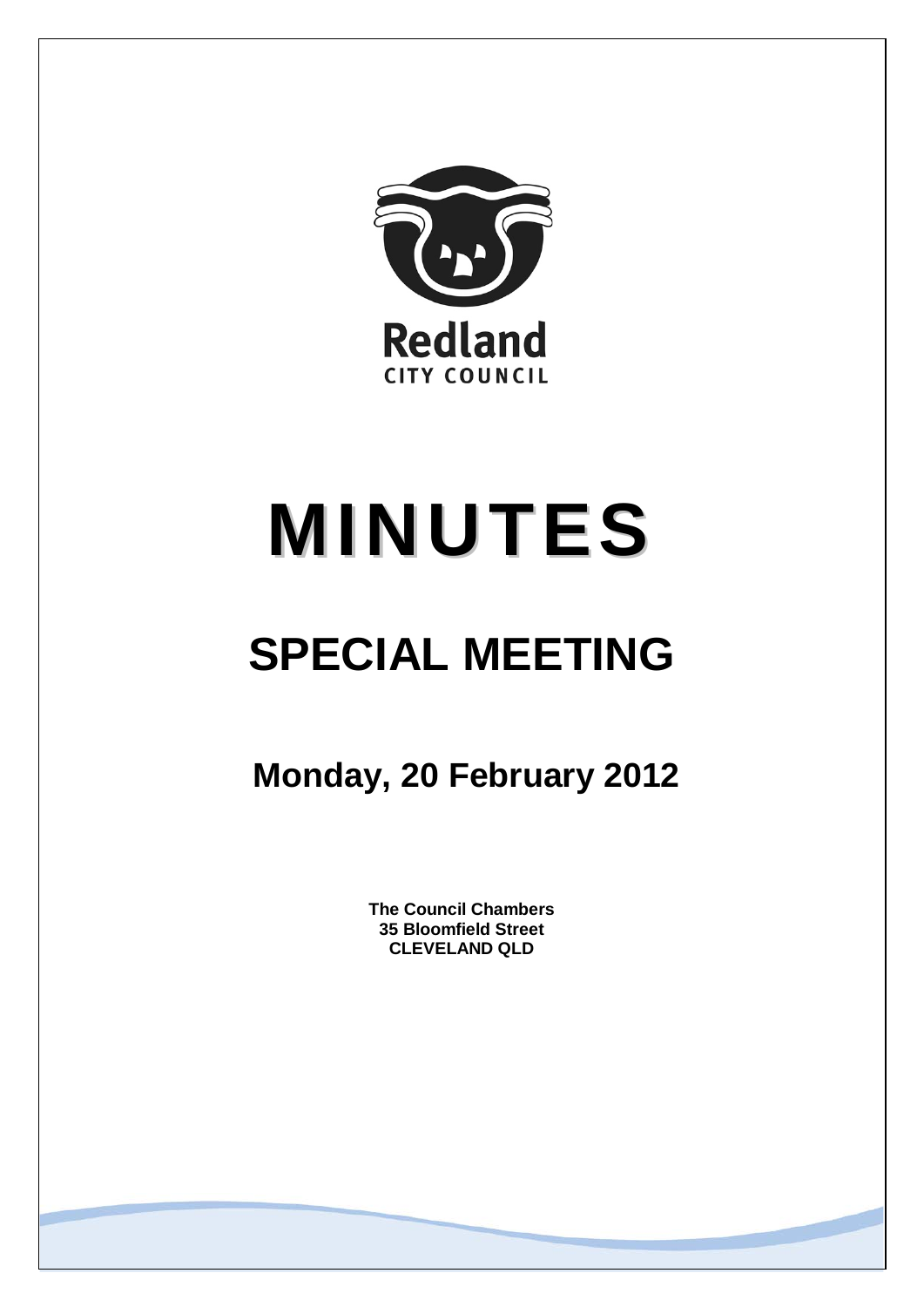Redland
CITY COUNCIL

# MINUTES

# SPECIAL MEETING

## Monday, 20 February 2012

**The Council Chambers**
**35 Bloomfield Street**
**CLEVELAND QLD**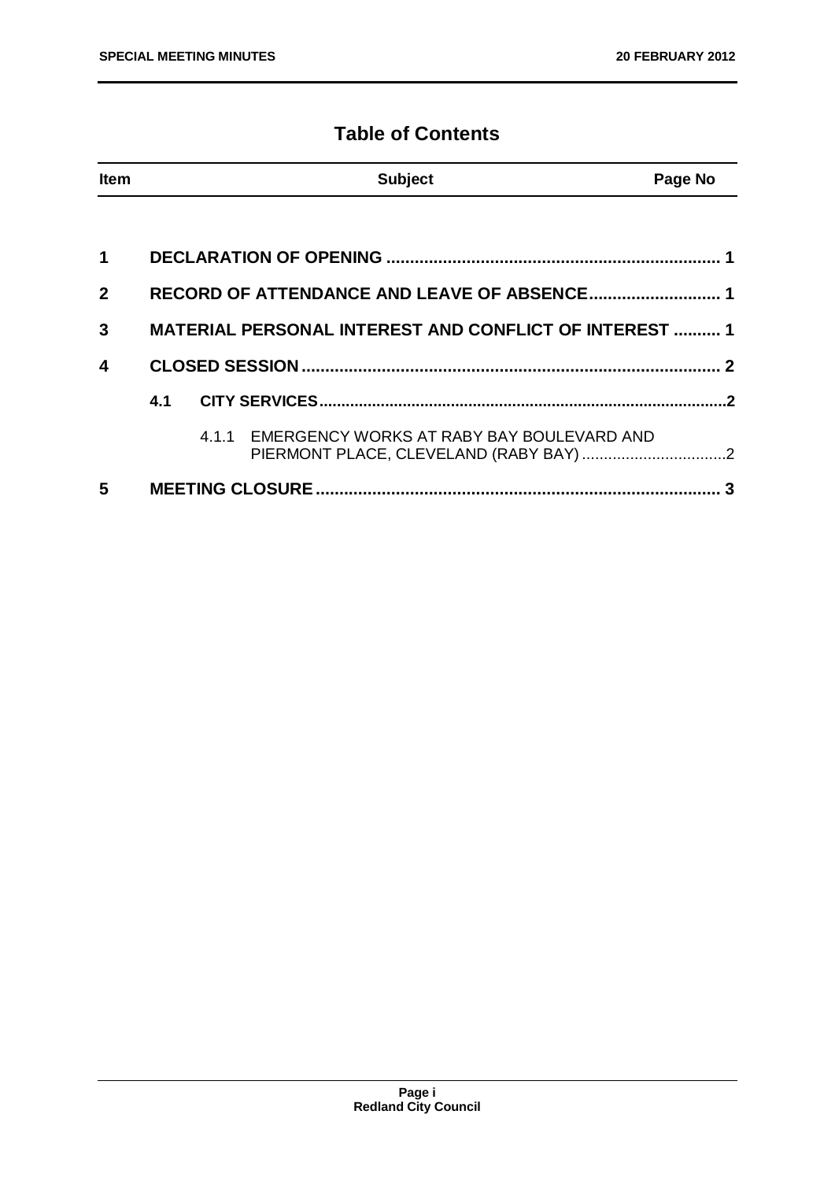# Table of Contents

| Item | | | Subject | Page No |
|---|---|---|---|---|
| **1** | | | **DECLARATION OF OPENING** | **1** |
| **2** | | | **RECORD OF ATTENDANCE AND LEAVE OF ABSENCE** | **1** |
| **3** | | | **MATERIAL PERSONAL INTEREST AND CONFLICT OF INTEREST** | **1** |
| **4** | | | **CLOSED SESSION** | **2** |
| | **4.1** | | **CITY SERVICES** | **2** |
| | | 4.1.1 | EMERGENCY WORKS AT RABY BAY BOULEVARD AND PIERMONT PLACE, CLEVELAND (RABY BAY) | 2 |
| **5** | | | **MEETING CLOSURE** | **3** |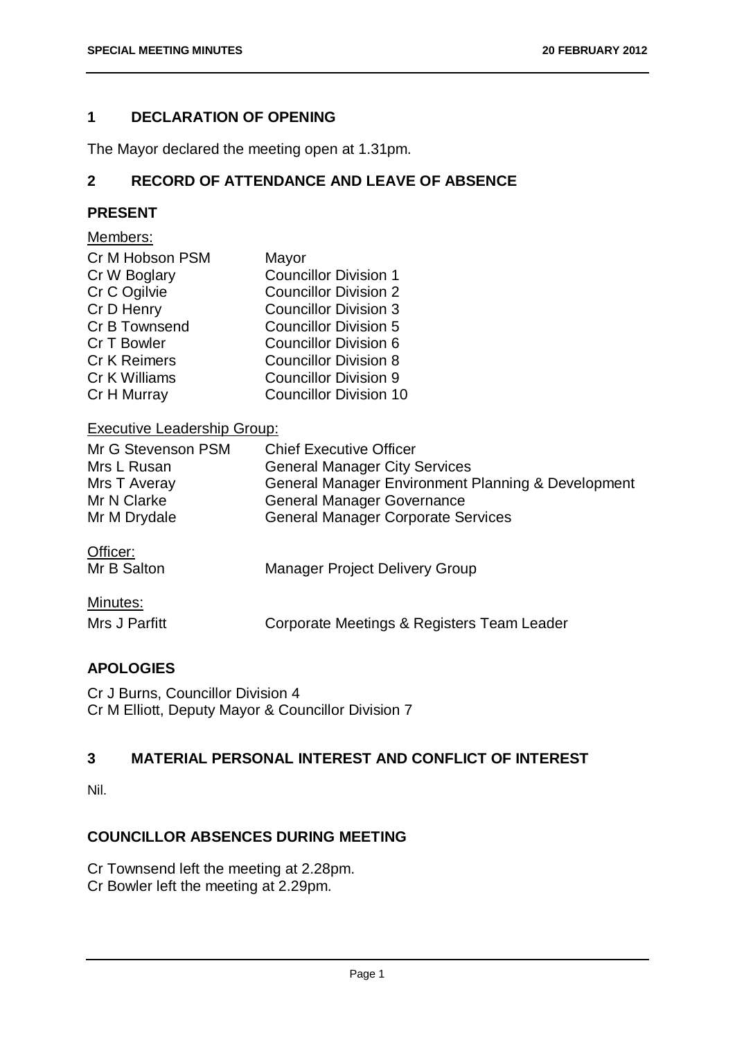## 1 DECLARATION OF OPENING

The Mayor declared the meeting open at 1.31pm.

## 2 RECORD OF ATTENDANCE AND LEAVE OF ABSENCE

### PRESENT

Members:

| | |
|---|---|
| Cr M Hobson PSM | Mayor |
| Cr W Boglary | Councillor Division 1 |
| Cr C Ogilvie | Councillor Division 2 |
| Cr D Henry | Councillor Division 3 |
| Cr B Townsend | Councillor Division 5 |
| Cr T Bowler | Councillor Division 6 |
| Cr K Reimers | Councillor Division 8 |
| Cr K Williams | Councillor Division 9 |
| Cr H Murray | Councillor Division 10 |

Executive Leadership Group:

| | |
|---|---|
| Mr G Stevenson PSM | Chief Executive Officer |
| Mrs L Rusan | General Manager City Services |
| Mrs T Averay | General Manager Environment Planning & Development |
| Mr N Clarke | General Manager Governance |
| Mr M Drydale | General Manager Corporate Services |

Officer:

| | |
|---|---|
| Mr B Salton | Manager Project Delivery Group |

Minutes:

| | |
|---|---|
| Mrs J Parfitt | Corporate Meetings & Registers Team Leader |

### APOLOGIES

Cr J Burns, Councillor Division 4
Cr M Elliott, Deputy Mayor & Councillor Division 7

## 3 MATERIAL PERSONAL INTEREST AND CONFLICT OF INTEREST

Nil.

### COUNCILLOR ABSENCES DURING MEETING

Cr Townsend left the meeting at 2.28pm.
Cr Bowler left the meeting at 2.29pm.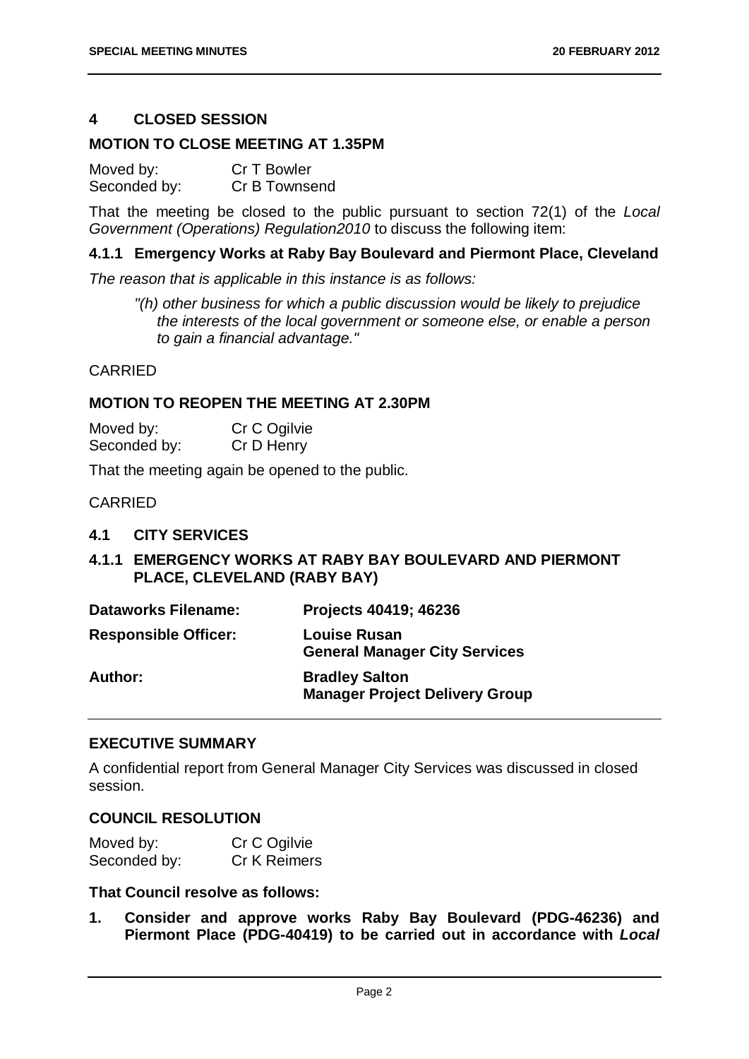## 4 CLOSED SESSION

### MOTION TO CLOSE MEETING AT 1.35PM

Moved by: Cr T Bowler
Seconded by: Cr B Townsend

That the meeting be closed to the public pursuant to section 72(1) of the *Local Government (Operations) Regulation2010* to discuss the following item:

#### 4.1.1 Emergency Works at Raby Bay Boulevard and Piermont Place, Cleveland

*The reason that is applicable in this instance is as follows:*

> *"(h) other business for which a public discussion would be likely to prejudice the interests of the local government or someone else, or enable a person to gain a financial advantage."*

CARRIED

### MOTION TO REOPEN THE MEETING AT 2.30PM

Moved by: Cr C Ogilvie
Seconded by: Cr D Henry

That the meeting again be opened to the public.

CARRIED

### 4.1 CITY SERVICES

#### 4.1.1 EMERGENCY WORKS AT RABY BAY BOULEVARD AND PIERMONT PLACE, CLEVELAND (RABY BAY)

| | |
|---|---|
| **Dataworks Filename:** | **Projects 40419; 46236** |
| **Responsible Officer:** | **Louise Rusan**<br>**General Manager City Services** |
| **Author:** | **Bradley Salton**<br>**Manager Project Delivery Group** |

### EXECUTIVE SUMMARY

A confidential report from General Manager City Services was discussed in closed session.

### COUNCIL RESOLUTION

Moved by: Cr C Ogilvie
Seconded by: Cr K Reimers

**That Council resolve as follows:**

**1. Consider and approve works Raby Bay Boulevard (PDG-46236) and Piermont Place (PDG-40419) to be carried out in accordance with *Local***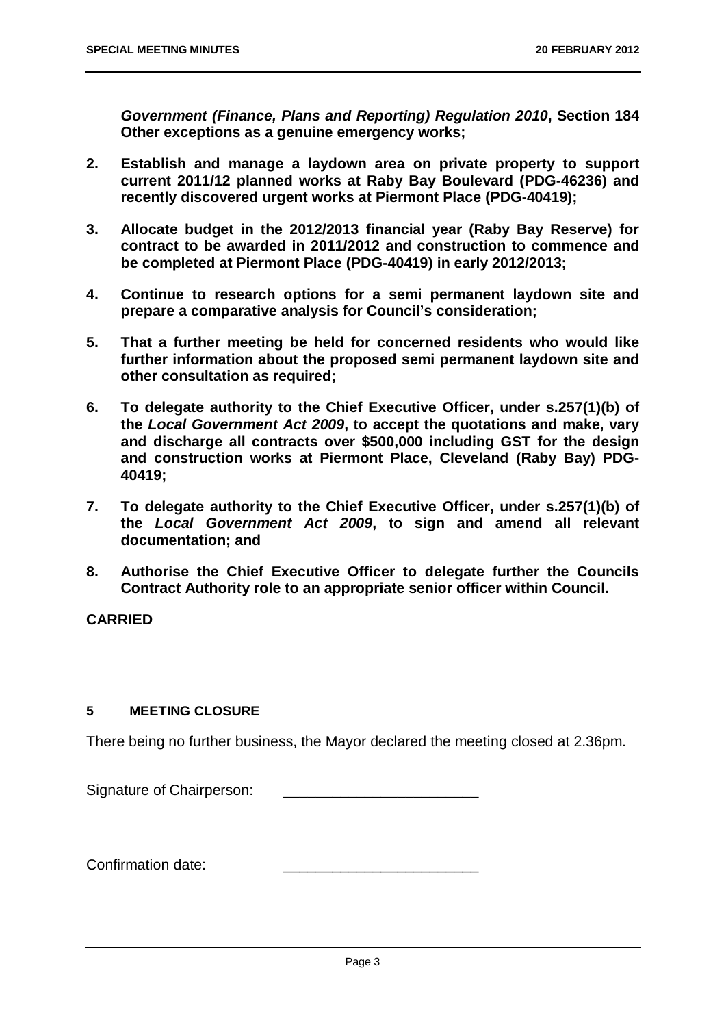***Government (Finance, Plans and Reporting) Regulation 2010*, Section 184 Other exceptions as a genuine emergency works;**

2. **Establish and manage a laydown area on private property to support current 2011/12 planned works at Raby Bay Boulevard (PDG-46236) and recently discovered urgent works at Piermont Place (PDG-40419);**

3. **Allocate budget in the 2012/2013 financial year (Raby Bay Reserve) for contract to be awarded in 2011/2012 and construction to commence and be completed at Piermont Place (PDG-40419) in early 2012/2013;**

4. **Continue to research options for a semi permanent laydown site and prepare a comparative analysis for Council's consideration;**

5. **That a further meeting be held for concerned residents who would like further information about the proposed semi permanent laydown site and other consultation as required;**

6. **To delegate authority to the Chief Executive Officer, under s.257(1)(b) of the *Local Government Act 2009*, to accept the quotations and make, vary and discharge all contracts over $500,000 including GST for the design and construction works at Piermont Place, Cleveland (Raby Bay) PDG-40419;**

7. **To delegate authority to the Chief Executive Officer, under s.257(1)(b) of the *Local Government Act 2009*, to sign and amend all relevant documentation; and**

8. **Authorise the Chief Executive Officer to delegate further the Councils Contract Authority role to an appropriate senior officer within Council.**

**CARRIED**

## 5 MEETING CLOSURE

There being no further business, the Mayor declared the meeting closed at 2.36pm.

Signature of Chairperson: ________________________

Confirmation date: ________________________